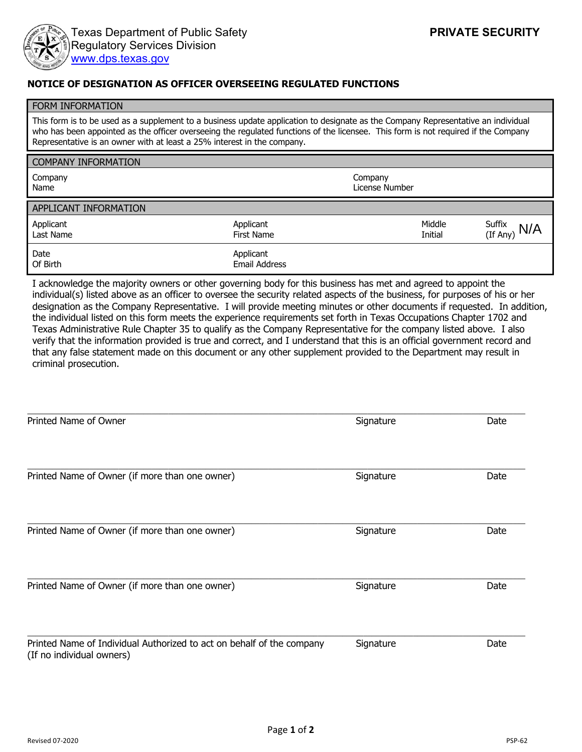Texas Department of Public Safety
Regulatory Services Division
www.dps.texas.gov

**PRIVATE SECURITY**

## NOTICE OF DESIGNATION AS OFFICER OVERSEEING REGULATED FUNCTIONS

| FORM INFORMATION |
| --- |
| This form is to be used as a supplement to a business update application to designate as the Company Representative an individual who has been appointed as the officer overseeing the regulated functions of the licensee. This form is not required if the Company Representative is an owner with at least a 25% interest in the company. |

| COMPANY INFORMATION | | | |
| --- | --- | --- | --- |
| Company Name | | Company License Number | |

| APPLICANT INFORMATION | | | | | | | |
| --- | --- | --- | --- | --- | --- | --- | --- |
| Applicant Last Name | | Applicant First Name | | Middle Initial | | Suffix (If Any) | N/A |
| Date Of Birth | | Applicant Email Address | | | | | |

I acknowledge the majority owners or other governing body for this business has met and agreed to appoint the individual(s) listed above as an officer to oversee the security related aspects of the business, for purposes of his or her designation as the Company Representative. I will provide meeting minutes or other documents if requested. In addition, the individual listed on this form meets the experience requirements set forth in Texas Occupations Chapter 1702 and Texas Administrative Rule Chapter 35 to qualify as the Company Representative for the company listed above. I also verify that the information provided is true and correct, and I understand that this is an official government record and that any false statement made on this document or any other supplement provided to the Department may result in criminal prosecution.

Printed Name of Owner | Signature | Date

Printed Name of Owner (if more than one owner) | Signature | Date

Printed Name of Owner (if more than one owner) | Signature | Date

Printed Name of Owner (if more than one owner) | Signature | Date

Printed Name of Individual Authorized to act on behalf of the company (If no individual owners) | Signature | Date

Revised 07-2020

PSP-62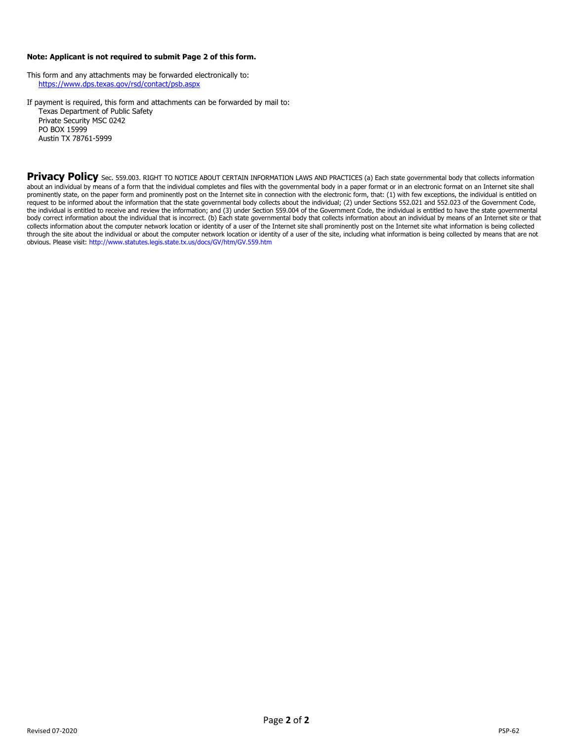**Note: Applicant is not required to submit Page 2 of this form.**

This form and any attachments may be forwarded electronically to:
https://www.dps.texas.gov/rsd/contact/psb.aspx

If payment is required, this form and attachments can be forwarded by mail to:
Texas Department of Public Safety
Private Security MSC 0242
PO BOX 15999
Austin TX 78761-5999

**Privacy Policy** Sec. 559.003. RIGHT TO NOTICE ABOUT CERTAIN INFORMATION LAWS AND PRACTICES (a) Each state governmental body that collects information about an individual by means of a form that the individual completes and files with the governmental body in a paper format or in an electronic format on an Internet site shall prominently state, on the paper form and prominently post on the Internet site in connection with the electronic form, that: (1) with few exceptions, the individual is entitled on request to be informed about the information that the state governmental body collects about the individual; (2) under Sections 552.021 and 552.023 of the Government Code, the individual is entitled to receive and review the information; and (3) under Section 559.004 of the Government Code, the individual is entitled to have the state governmental body correct information about the individual that is incorrect. (b) Each state governmental body that collects information about an individual by means of an Internet site or that collects information about the computer network location or identity of a user of the Internet site shall prominently post on the Internet site what information is being collected through the site about the individual or about the computer network location or identity of a user of the site, including what information is being collected by means that are not obvious. Please visit: http://www.statutes.legis.state.tx.us/docs/GV/htm/GV.559.htm

Revised 07-2020

PSP-62